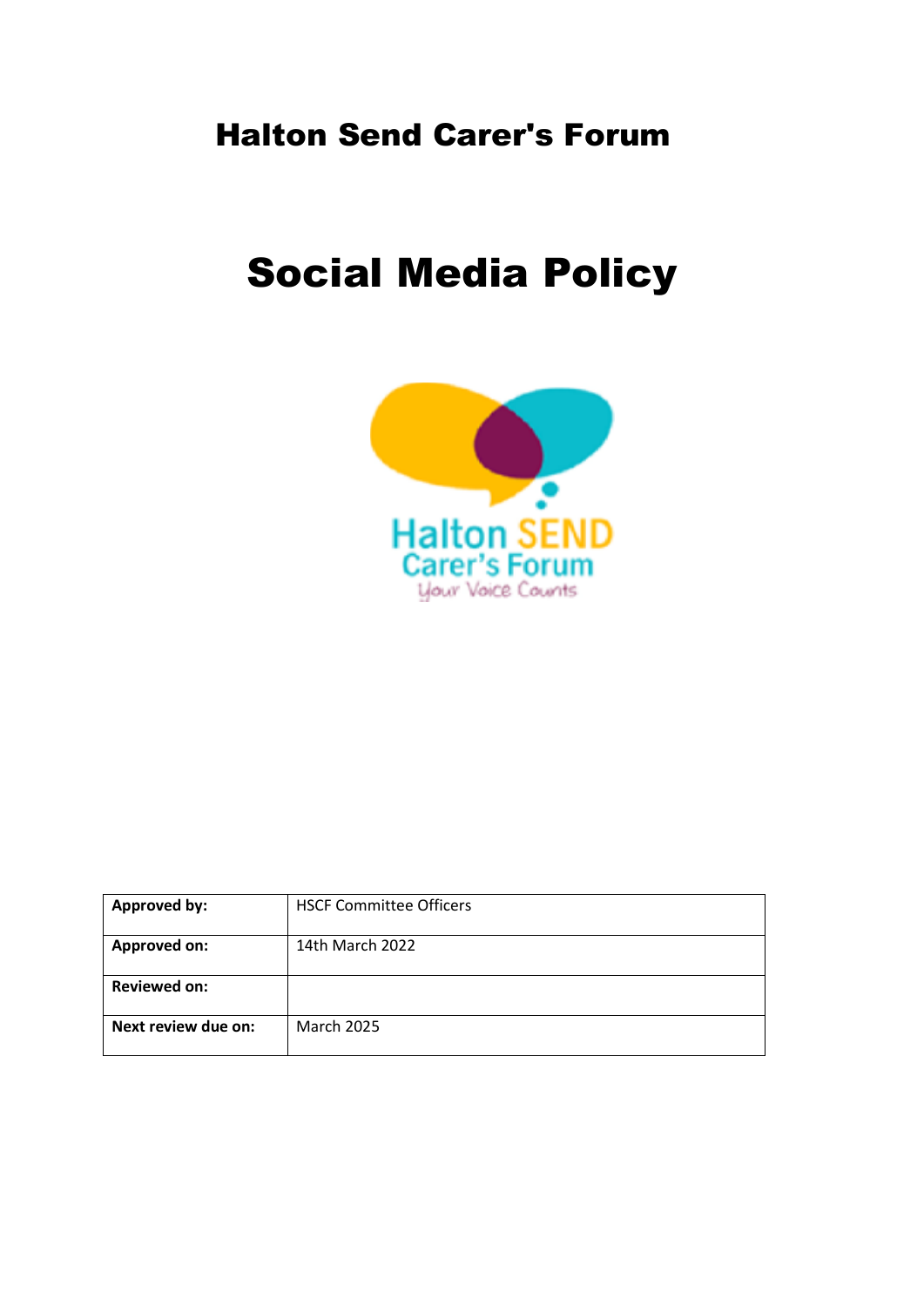# Halton Send Carer's Forum

# Social Media Policy

| Approved by: | HSCF Committee Officers |
|---|---|
| Approved on: | 14th March 2022 |
| Reviewed on: | |
| Next review due on: | March 2025 |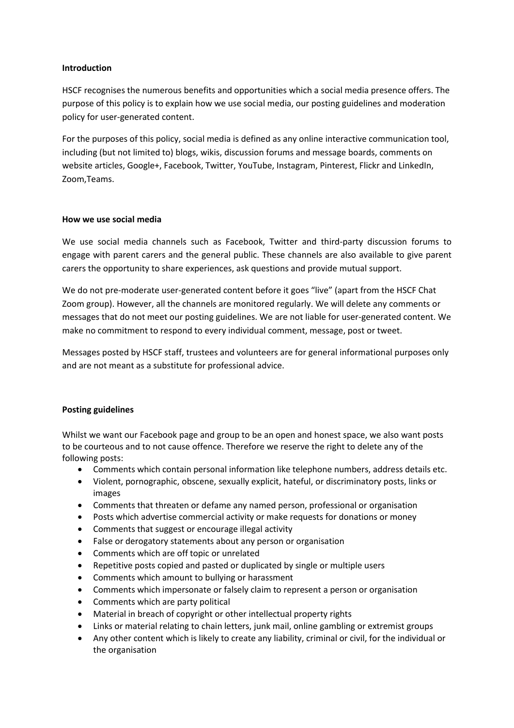**Introduction**

HSCF recognises the numerous benefits and opportunities which a social media presence offers. The purpose of this policy is to explain how we use social media, our posting guidelines and moderation policy for user-generated content.

For the purposes of this policy, social media is defined as any online interactive communication tool, including (but not limited to) blogs, wikis, discussion forums and message boards, comments on website articles, Google+, Facebook, Twitter, YouTube, Instagram, Pinterest, Flickr and LinkedIn, Zoom,Teams.

**How we use social media**

We use social media channels such as Facebook, Twitter and third-party discussion forums to engage with parent carers and the general public. These channels are also available to give parent carers the opportunity to share experiences, ask questions and provide mutual support.

We do not pre-moderate user-generated content before it goes "live" (apart from the HSCF Chat Zoom group). However, all the channels are monitored regularly. We will delete any comments or messages that do not meet our posting guidelines. We are not liable for user-generated content. We make no commitment to respond to every individual comment, message, post or tweet.

Messages posted by HSCF staff, trustees and volunteers are for general informational purposes only and are not meant as a substitute for professional advice.

**Posting guidelines**

Whilst we want our Facebook page and group to be an open and honest space, we also want posts to be courteous and to not cause offence. Therefore we reserve the right to delete any of the following posts:

- Comments which contain personal information like telephone numbers, address details etc.
- Violent, pornographic, obscene, sexually explicit, hateful, or discriminatory posts, links or images
- Comments that threaten or defame any named person, professional or organisation
- Posts which advertise commercial activity or make requests for donations or money
- Comments that suggest or encourage illegal activity
- False or derogatory statements about any person or organisation
- Comments which are off topic or unrelated
- Repetitive posts copied and pasted or duplicated by single or multiple users
- Comments which amount to bullying or harassment
- Comments which impersonate or falsely claim to represent a person or organisation
- Comments which are party political
- Material in breach of copyright or other intellectual property rights
- Links or material relating to chain letters, junk mail, online gambling or extremist groups
- Any other content which is likely to create any liability, criminal or civil, for the individual or the organisation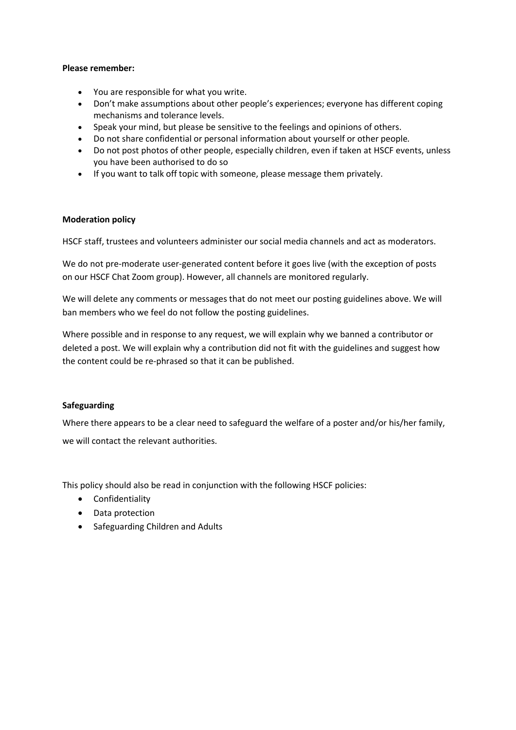**Please remember:**

- You are responsible for what you write.
- Don't make assumptions about other people's experiences; everyone has different coping mechanisms and tolerance levels.
- Speak your mind, but please be sensitive to the feelings and opinions of others.
- Do not share confidential or personal information about yourself or other people.
- Do not post photos of other people, especially children, even if taken at HSCF events, unless you have been authorised to do so
- If you want to talk off topic with someone, please message them privately.

**Moderation policy**

HSCF staff, trustees and volunteers administer our social media channels and act as moderators.

We do not pre-moderate user-generated content before it goes live (with the exception of posts on our HSCF Chat Zoom group). However, all channels are monitored regularly.

We will delete any comments or messages that do not meet our posting guidelines above. We will ban members who we feel do not follow the posting guidelines.

Where possible and in response to any request, we will explain why we banned a contributor or deleted a post. We will explain why a contribution did not fit with the guidelines and suggest how the content could be re-phrased so that it can be published.

**Safeguarding**

Where there appears to be a clear need to safeguard the welfare of a poster and/or his/her family, we will contact the relevant authorities.

This policy should also be read in conjunction with the following HSCF policies:

- Confidentiality
- Data protection
- Safeguarding Children and Adults